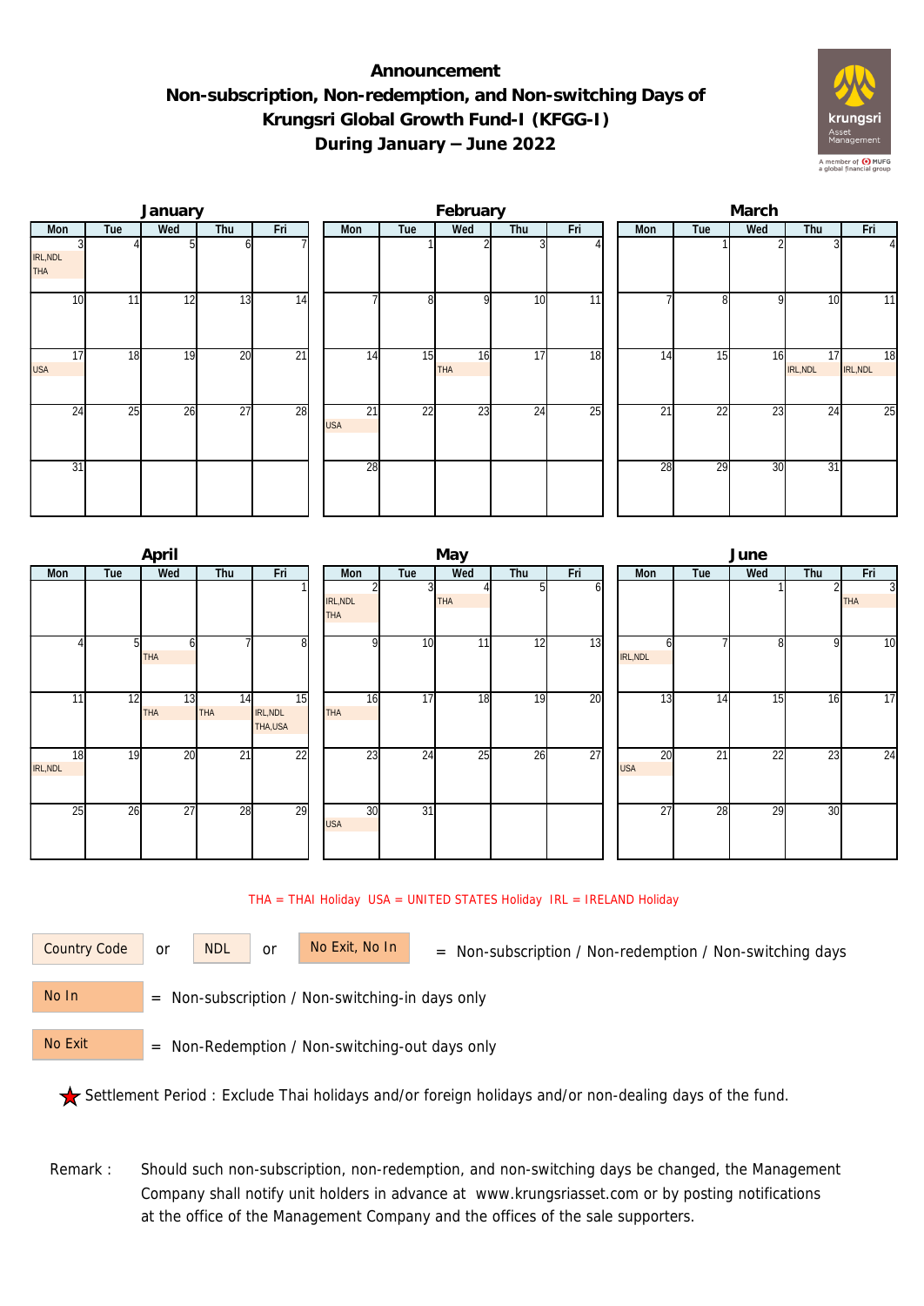# Announcement
# Non-subscription, Non-redemption, and Non-switching Days of Krungsri Global Growth Fund-I (KFGG-I)
# During January – June 2022

### January

| Mon | Tue | Wed | Thu | Fri |
|---|---|---|---|---|
| 3 IRL,NDL THA | 4 | 5 | 6 | 7 |
| 10 | 11 | 12 | 13 | 14 |
| 17 USA | 18 | 19 | 20 | 21 |
| 24 | 25 | 26 | 27 | 28 |
| 31 | | | | |

### February

| Mon | Tue | Wed | Thu | Fri |
|---|---|---|---|---|
| | 1 | 2 | 3 | 4 |
| 7 | 8 | 9 | 10 | 11 |
| 14 | 15 | 16 THA | 17 | 18 |
| 21 USA | 22 | 23 | 24 | 25 |
| 28 | | | | |

### March

| Mon | Tue | Wed | Thu | Fri |
|---|---|---|---|---|
| | 1 | 2 | 3 | 4 |
| 7 | 8 | 9 | 10 | 11 |
| 14 | 15 | 16 | 17 IRL,NDL | 18 IRL,NDL |
| 21 | 22 | 23 | 24 | 25 |
| 28 | 29 | 30 | 31 | |

### April

| Mon | Tue | Wed | Thu | Fri |
|---|---|---|---|---|
| | | | | 1 |
| 4 | 5 | 6 THA | 7 | 8 |
| 11 | 12 | 13 THA | 14 THA | 15 IRL,NDL THA,USA |
| 18 IRL,NDL | 19 | 20 | 21 | 22 |
| 25 | 26 | 27 | 28 | 29 |

### May

| Mon | Tue | Wed | Thu | Fri |
|---|---|---|---|---|
| 2 IRL,NDL THA | 3 | 4 THA | 5 | 6 |
| 9 | 10 | 11 | 12 | 13 |
| 16 THA | 17 | 18 | 19 | 20 |
| 23 | 24 | 25 | 26 | 27 |
| 30 USA | 31 | | | |

### June

| Mon | Tue | Wed | Thu | Fri |
|---|---|---|---|---|
| | | 1 | 2 | 3 THA |
| 6 IRL,NDL | 7 | 8 | 9 | 10 |
| 13 | 14 | 15 | 16 | 17 |
| 20 USA | 21 | 22 | 23 | 24 |
| 27 | 28 | 29 | 30 | |

THA = THAI Holiday USA = UNITED STATES Holiday IRL = IRELAND Holiday

Country Code or NDL or No Exit, No In = Non-subscription / Non-redemption / Non-switching days

No In = Non-subscription / Non-switching-in days only

No Exit = Non-Redemption / Non-switching-out days only

★ Settlement Period : Exclude Thai holidays and/or foreign holidays and/or non-dealing days of the fund.

Remark : Should such non-subscription, non-redemption, and non-switching days be changed, the Management Company shall notify unit holders in advance at www.krungsriasset.com or by posting notifications at the office of the Management Company and the offices of the sale supporters.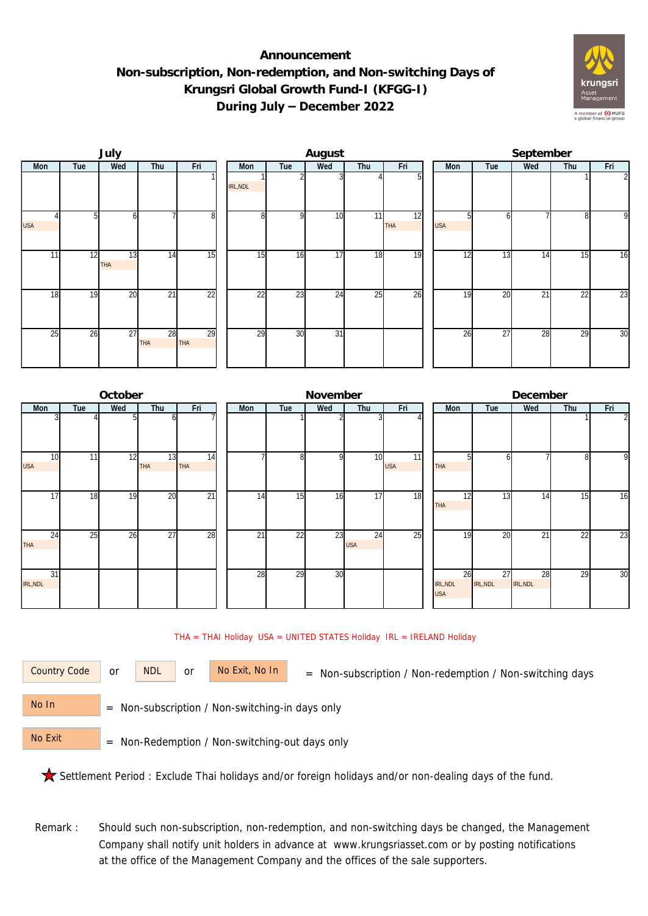# Announcement
## Non-subscription, Non-redemption, and Non-switching Days of Krungsri Global Growth Fund-I (KFGG-I) During July – December 2022

### July

| Mon | Tue | Wed | Thu | Fri |
|---|---|---|---|---|
| | | | | 1 |
| 4 USA | 5 | 6 | 7 | 8 |
| 11 | 12 | 13 THA | 14 | 15 |
| 18 | 19 | 20 | 21 | 22 |
| 25 | 26 | 27 | 28 THA | 29 THA |

### August

| Mon | Tue | Wed | Thu | Fri |
|---|---|---|---|---|
| 1 IRL,NDL | 2 | 3 | 4 | 5 |
| 8 | 9 | 10 | 11 | 12 THA |
| 15 | 16 | 17 | 18 | 19 |
| 22 | 23 | 24 | 25 | 26 |
| 29 | 30 | 31 | | |

### September

| Mon | Tue | Wed | Thu | Fri |
|---|---|---|---|---|
| | | | 1 | 2 |
| 5 USA | 6 | 7 | 8 | 9 |
| 12 | 13 | 14 | 15 | 16 |
| 19 | 20 | 21 | 22 | 23 |
| 26 | 27 | 28 | 29 | 30 |

### October

| Mon | Tue | Wed | Thu | Fri |
|---|---|---|---|---|
| 3 | 4 | 5 | 6 | 7 |
| 10 USA | 11 | 12 | 13 THA | 14 THA |
| 17 | 18 | 19 | 20 | 21 |
| 24 THA | 25 | 26 | 27 | 28 |
| 31 IRL,NDL | | | | |

### November

| Mon | Tue | Wed | Thu | Fri |
|---|---|---|---|---|
| | 1 | 2 | 3 | 4 |
| 7 | 8 | 9 | 10 | 11 USA |
| 14 | 15 | 16 | 17 | 18 |
| 21 | 22 | 23 | 24 USA | 25 |
| 28 | 29 | 30 | | |

### December

| Mon | Tue | Wed | Thu | Fri |
|---|---|---|---|---|
| | | | 1 | 2 |
| 5 THA | 6 | 7 | 8 | 9 |
| 12 THA | 13 | 14 | 15 | 16 |
| 19 | 20 | 21 | 22 | 23 |
| 26 IRL,NDL USA | 27 IRL,NDL | 28 IRL,NDL | 29 | 30 |

THA = THAI Holiday USA = UNITED STATES Holiday IRL = IRELAND Holiday

Country Code or NDL or No Exit, No In = Non-subscription / Non-redemption / Non-switching days

No In = Non-subscription / Non-switching-in days only

No Exit = Non-Redemption / Non-switching-out days only

★ Settlement Period : Exclude Thai holidays and/or foreign holidays and/or non-dealing days of the fund.

Remark : Should such non-subscription, non-redemption, and non-switching days be changed, the Management Company shall notify unit holders in advance at www.krungsriasset.com or by posting notifications at the office of the Management Company and the offices of the sale supporters.